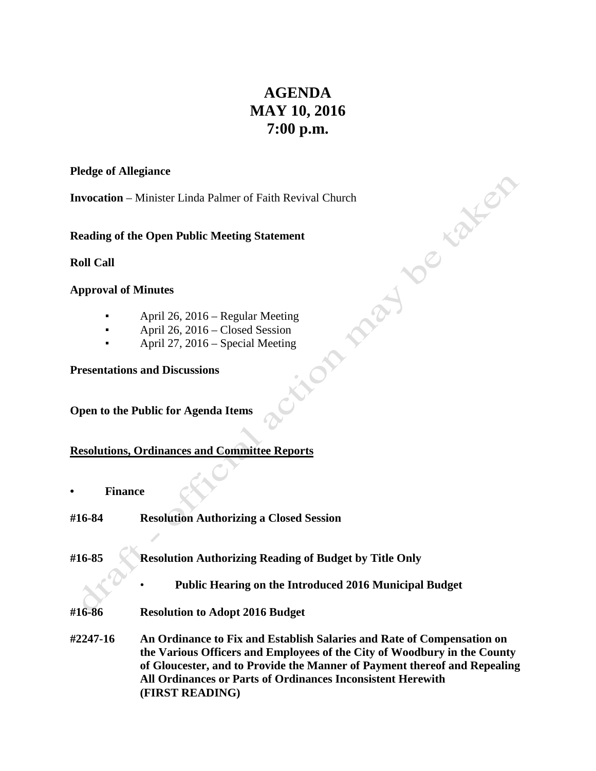# AGENDA
# MAY 10, 2016
# 7:00 p.m.

**Pledge of Allegiance**

**Invocation** – Minister Linda Palmer of Faith Revival Church

**Reading of the Open Public Meeting Statement**

**Roll Call**

**Approval of Minutes**

- April 26, 2016 – Regular Meeting
- April 26, 2016 – Closed Session
- April 27, 2016 – Special Meeting

**Presentations and Discussions**

**Open to the Public for Agenda Items**

**<u>Resolutions, Ordinances and Committee Reports</u>**

- **Finance**

**#16-84** **Resolution Authorizing a Closed Session**

**#16-85** **Resolution Authorizing Reading of Budget by Title Only**

- **Public Hearing on the Introduced 2016 Municipal Budget**

**#16-86** **Resolution to Adopt 2016 Budget**

**#2247-16** **An Ordinance to Fix and Establish Salaries and Rate of Compensation on the Various Officers and Employees of the City of Woodbury in the County of Gloucester, and to Provide the Manner of Payment thereof and Repealing All Ordinances or Parts of Ordinances Inconsistent Herewith (FIRST READING)**

draft – official action may be taken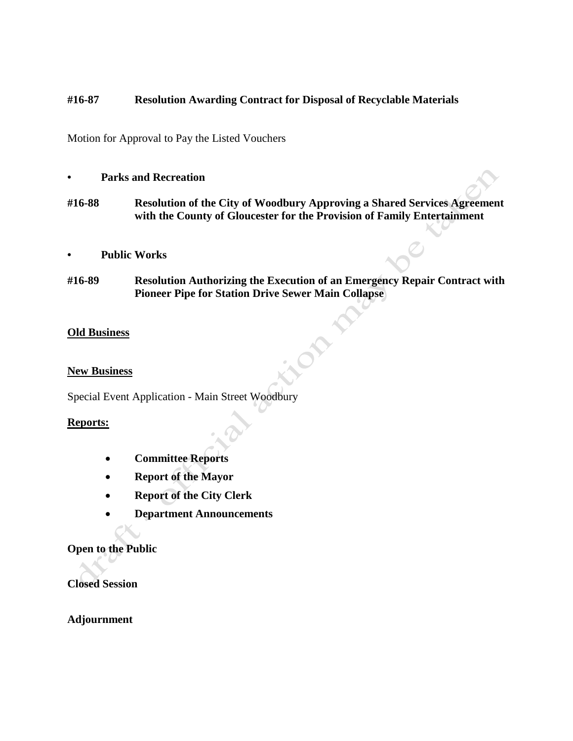**#16-87 Resolution Awarding Contract for Disposal of Recyclable Materials**

Motion for Approval to Pay the Listed Vouchers

- **Parks and Recreation**

**#16-88 Resolution of the City of Woodbury Approving a Shared Services Agreement with the County of Gloucester for the Provision of Family Entertainment**

- **Public Works**

**#16-89 Resolution Authorizing the Execution of an Emergency Repair Contract with Pioneer Pipe for Station Drive Sewer Main Collapse**

**Old Business**

**New Business**

Special Event Application - Main Street Woodbury

**Reports:**

- **Committee Reports**
- **Report of the Mayor**
- **Report of the City Clerk**
- **Department Announcements**

**Open to the Public**

**Closed Session**

**Adjournment**

draft - official action may be taken